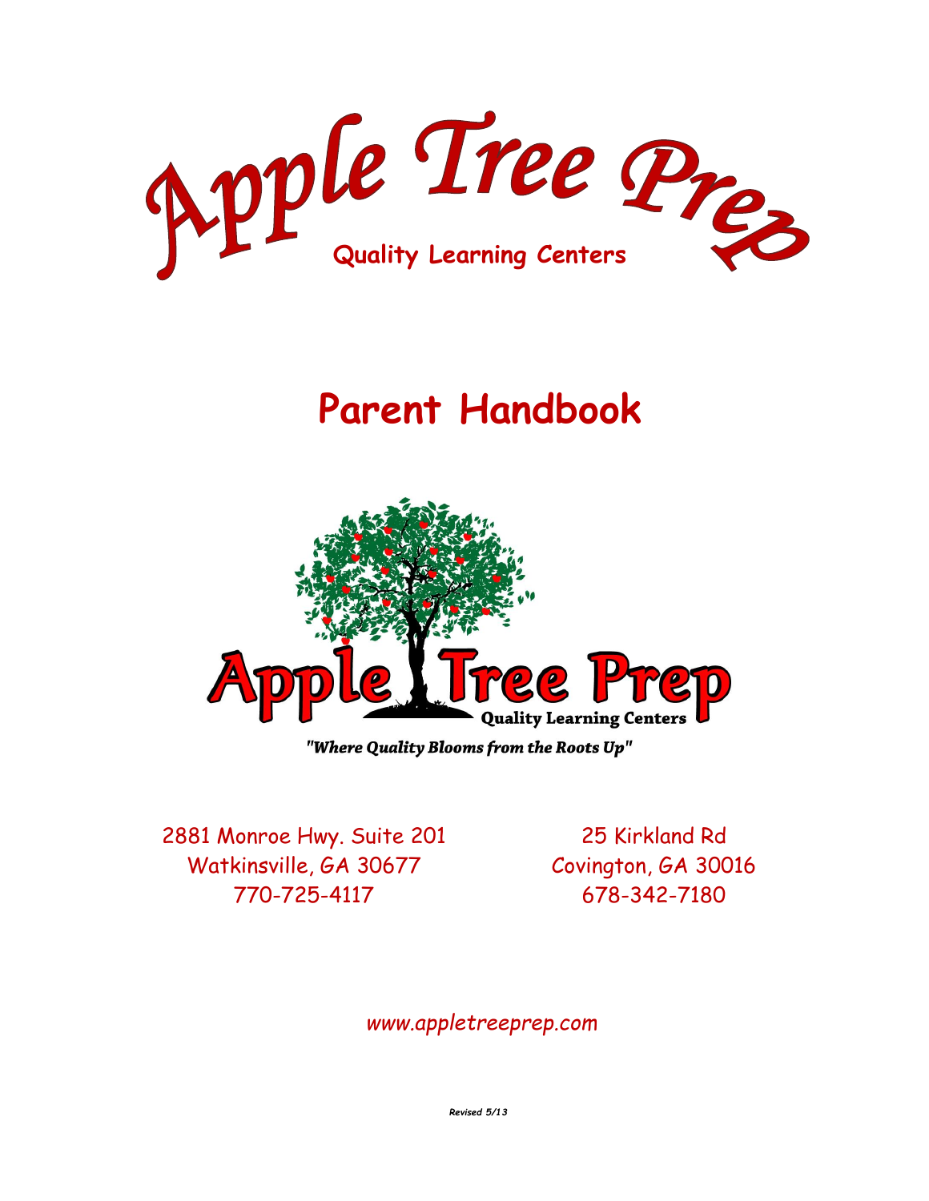# Apple Tree Prep

**Quality Learning Centers**

# Parent Handbook

Apple Tree Prep

Quality Learning Centers

*"Where Quality Blooms from the Roots Up"*

2881 Monroe Hwy. Suite 201
Watkinsville, GA 30677
770-725-4117

25 Kirkland Rd
Covington, GA 30016
678-342-7180

*www.appletreeprep.com*

***Revised 5/13***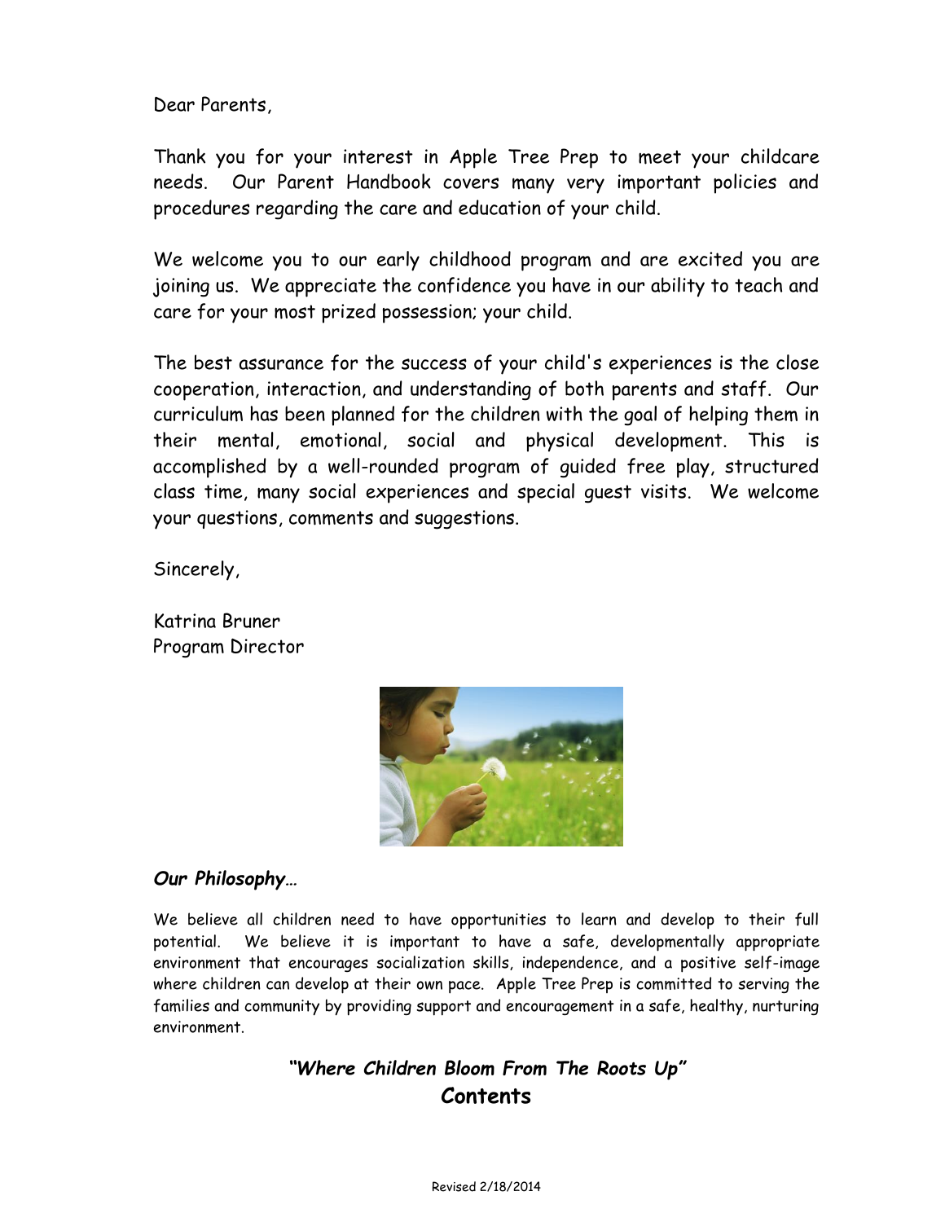Dear Parents,

Thank you for your interest in Apple Tree Prep to meet your childcare needs. Our Parent Handbook covers many very important policies and procedures regarding the care and education of your child.

We welcome you to our early childhood program and are excited you are joining us. We appreciate the confidence you have in our ability to teach and care for your most prized possession; your child.

The best assurance for the success of your child's experiences is the close cooperation, interaction, and understanding of both parents and staff. Our curriculum has been planned for the children with the goal of helping them in their mental, emotional, social and physical development. This is accomplished by a well-rounded program of guided free play, structured class time, many social experiences and special guest visits. We welcome your questions, comments and suggestions.

Sincerely,

Katrina Bruner
Program Director

***Our Philosophy…***

We believe all children need to have opportunities to learn and develop to their full potential. We believe it is important to have a safe, developmentally appropriate environment that encourages socialization skills, independence, and a positive self-image where children can develop at their own pace. Apple Tree Prep is committed to serving the families and community by providing support and encouragement in a safe, healthy, nurturing environment.

***"Where Children Bloom From The Roots Up"***

## Contents

Revised 2/18/2014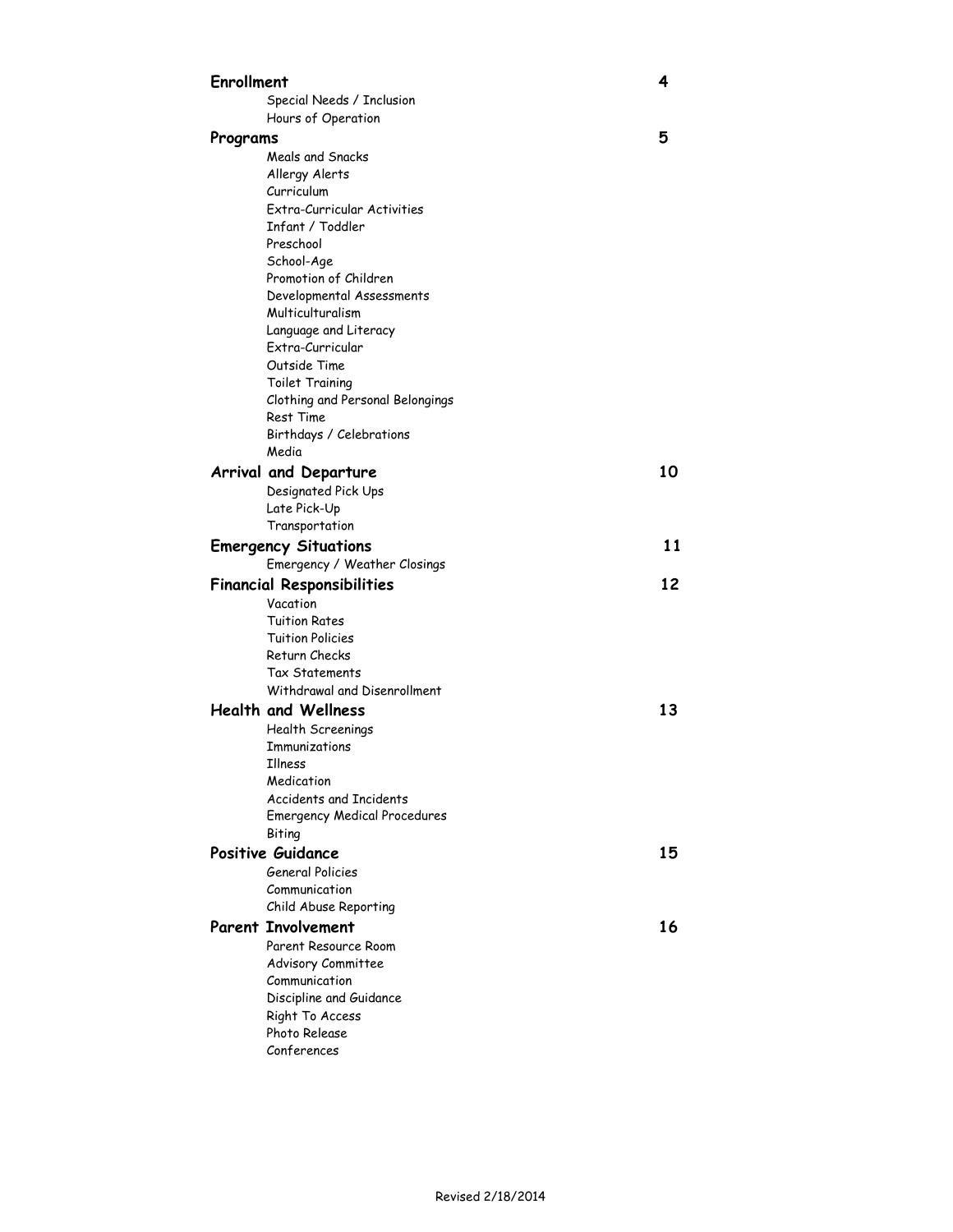**Enrollment** 4

- Special Needs / Inclusion
- Hours of Operation

**Programs** 5

- Meals and Snacks
- Allergy Alerts
- Curriculum
- Extra-Curricular Activities
- Infant / Toddler
- Preschool
- School-Age
- Promotion of Children
- Developmental Assessments
- Multiculturalism
- Language and Literacy
- Extra-Curricular
- Outside Time
- Toilet Training
- Clothing and Personal Belongings
- Rest Time
- Birthdays / Celebrations
- Media

**Arrival and Departure** 10

- Designated Pick Ups
- Late Pick-Up
- Transportation

**Emergency Situations** 11

- Emergency / Weather Closings

**Financial Responsibilities** 12

- Vacation
- Tuition Rates
- Tuition Policies
- Return Checks
- Tax Statements
- Withdrawal and Disenrollment

**Health and Wellness** 13

- Health Screenings
- Immunizations
- Illness
- Medication
- Accidents and Incidents
- Emergency Medical Procedures
- Biting

**Positive Guidance** 15

- General Policies
- Communication
- Child Abuse Reporting

**Parent Involvement** 16

- Parent Resource Room
- Advisory Committee
- Communication
- Discipline and Guidance
- Right To Access
- Photo Release
- Conferences

Revised 2/18/2014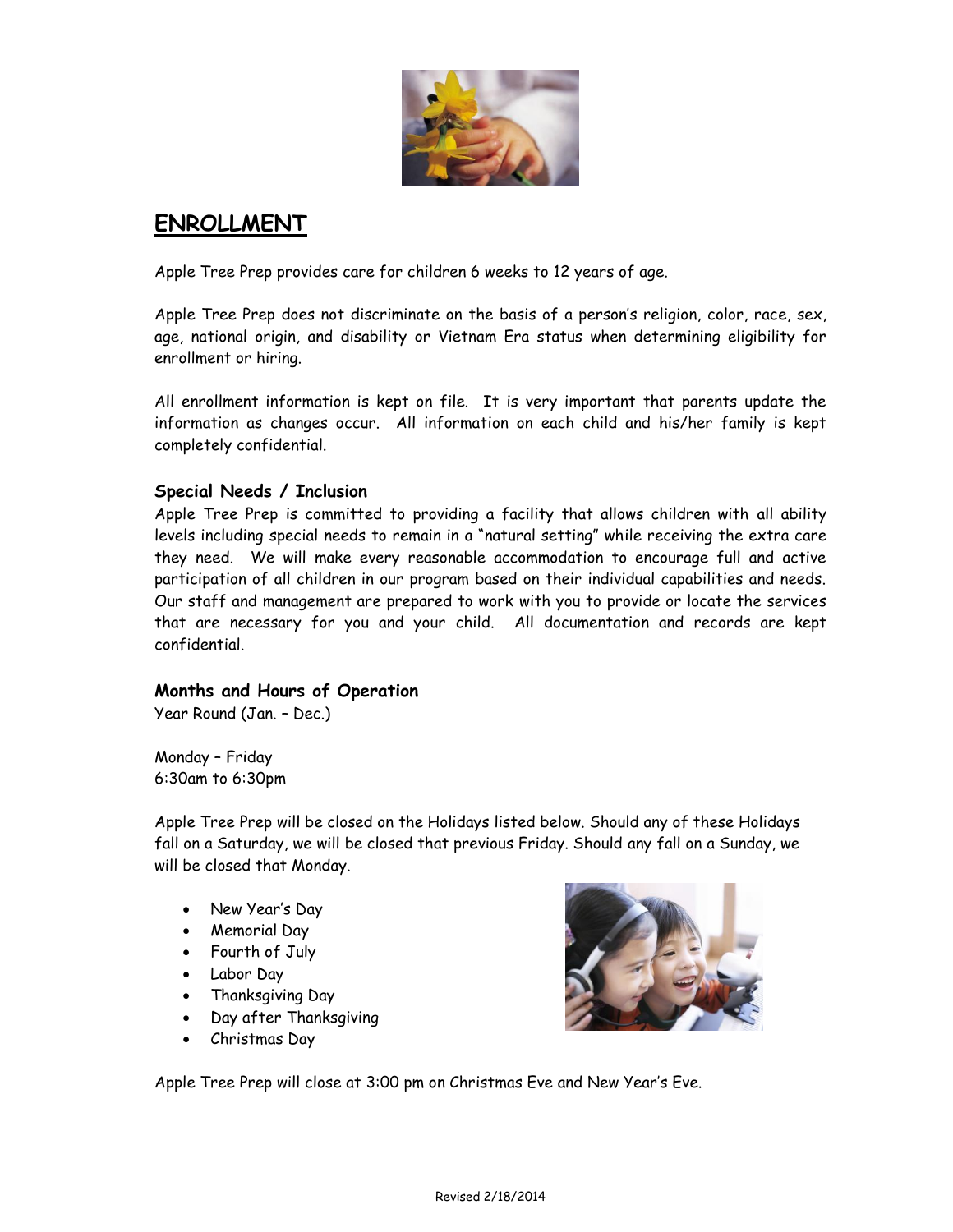## ENROLLMENT

Apple Tree Prep provides care for children 6 weeks to 12 years of age.

Apple Tree Prep does not discriminate on the basis of a person's religion, color, race, sex, age, national origin, and disability or Vietnam Era status when determining eligibility for enrollment or hiring.

All enrollment information is kept on file. It is very important that parents update the information as changes occur. All information on each child and his/her family is kept completely confidential.

### Special Needs / Inclusion

Apple Tree Prep is committed to providing a facility that allows children with all ability levels including special needs to remain in a "natural setting" while receiving the extra care they need. We will make every reasonable accommodation to encourage full and active participation of all children in our program based on their individual capabilities and needs. Our staff and management are prepared to work with you to provide or locate the services that are necessary for you and your child. All documentation and records are kept confidential.

### Months and Hours of Operation

Year Round (Jan. – Dec.)

Monday – Friday
6:30am to 6:30pm

Apple Tree Prep will be closed on the Holidays listed below. Should any of these Holidays fall on a Saturday, we will be closed that previous Friday. Should any fall on a Sunday, we will be closed that Monday.

- New Year's Day
- Memorial Day
- Fourth of July
- Labor Day
- Thanksgiving Day
- Day after Thanksgiving
- Christmas Day

Apple Tree Prep will close at 3:00 pm on Christmas Eve and New Year's Eve.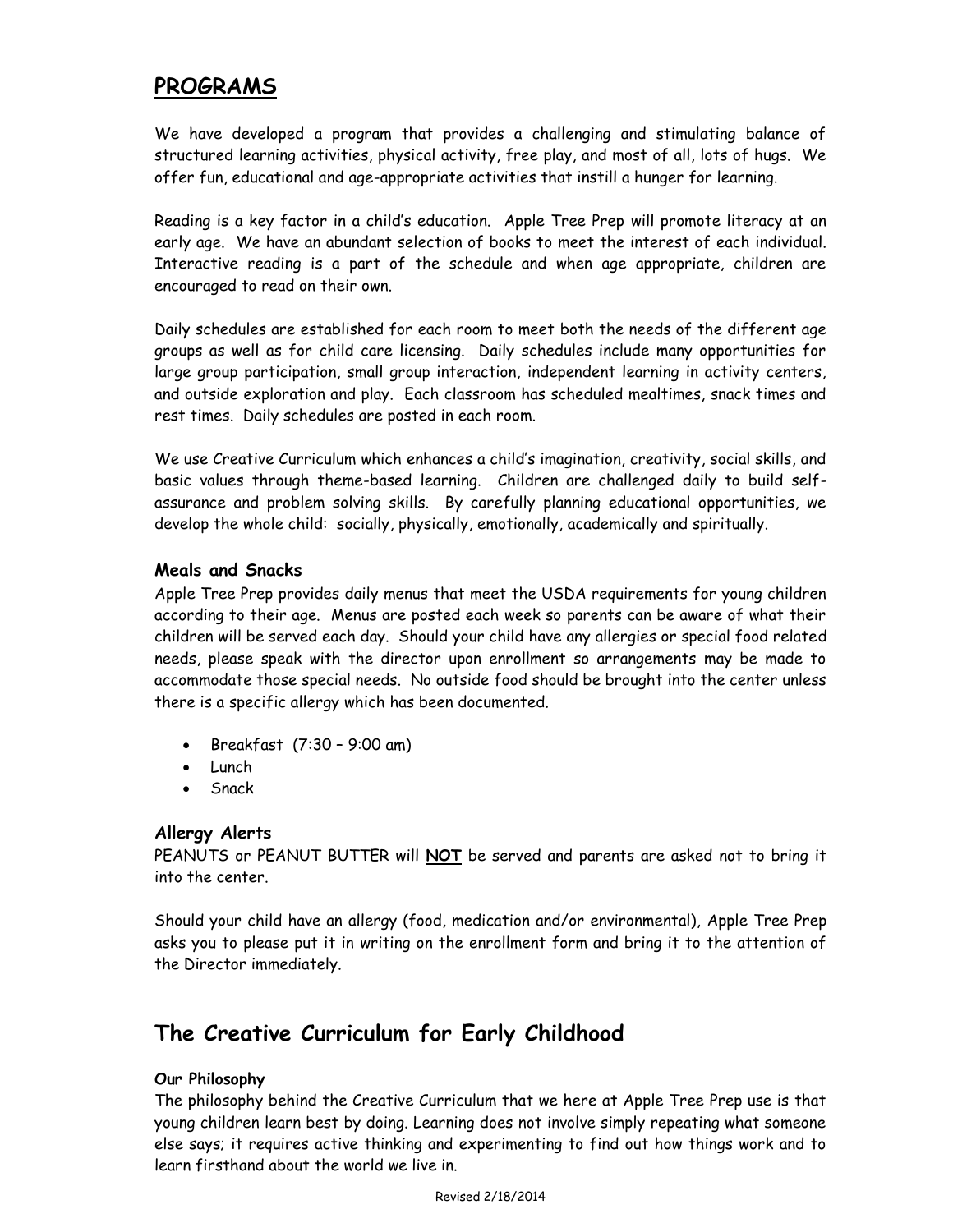## PROGRAMS

We have developed a program that provides a challenging and stimulating balance of structured learning activities, physical activity, free play, and most of all, lots of hugs. We offer fun, educational and age-appropriate activities that instill a hunger for learning.

Reading is a key factor in a child's education. Apple Tree Prep will promote literacy at an early age. We have an abundant selection of books to meet the interest of each individual. Interactive reading is a part of the schedule and when age appropriate, children are encouraged to read on their own.

Daily schedules are established for each room to meet both the needs of the different age groups as well as for child care licensing. Daily schedules include many opportunities for large group participation, small group interaction, independent learning in activity centers, and outside exploration and play. Each classroom has scheduled mealtimes, snack times and rest times. Daily schedules are posted in each room.

We use Creative Curriculum which enhances a child's imagination, creativity, social skills, and basic values through theme-based learning. Children are challenged daily to build self-assurance and problem solving skills. By carefully planning educational opportunities, we develop the whole child: socially, physically, emotionally, academically and spiritually.

### Meals and Snacks

Apple Tree Prep provides daily menus that meet the USDA requirements for young children according to their age. Menus are posted each week so parents can be aware of what their children will be served each day. Should your child have any allergies or special food related needs, please speak with the director upon enrollment so arrangements may be made to accommodate those special needs. No outside food should be brought into the center unless there is a specific allergy which has been documented.

- Breakfast (7:30 – 9:00 am)
- Lunch
- Snack

### Allergy Alerts

PEANUTS or PEANUT BUTTER will **NOT** be served and parents are asked not to bring it into the center.

Should your child have an allergy (food, medication and/or environmental), Apple Tree Prep asks you to please put it in writing on the enrollment form and bring it to the attention of the Director immediately.

## The Creative Curriculum for Early Childhood

#### Our Philosophy

The philosophy behind the Creative Curriculum that we here at Apple Tree Prep use is that young children learn best by doing. Learning does not involve simply repeating what someone else says; it requires active thinking and experimenting to find out how things work and to learn firsthand about the world we live in.

Revised 2/18/2014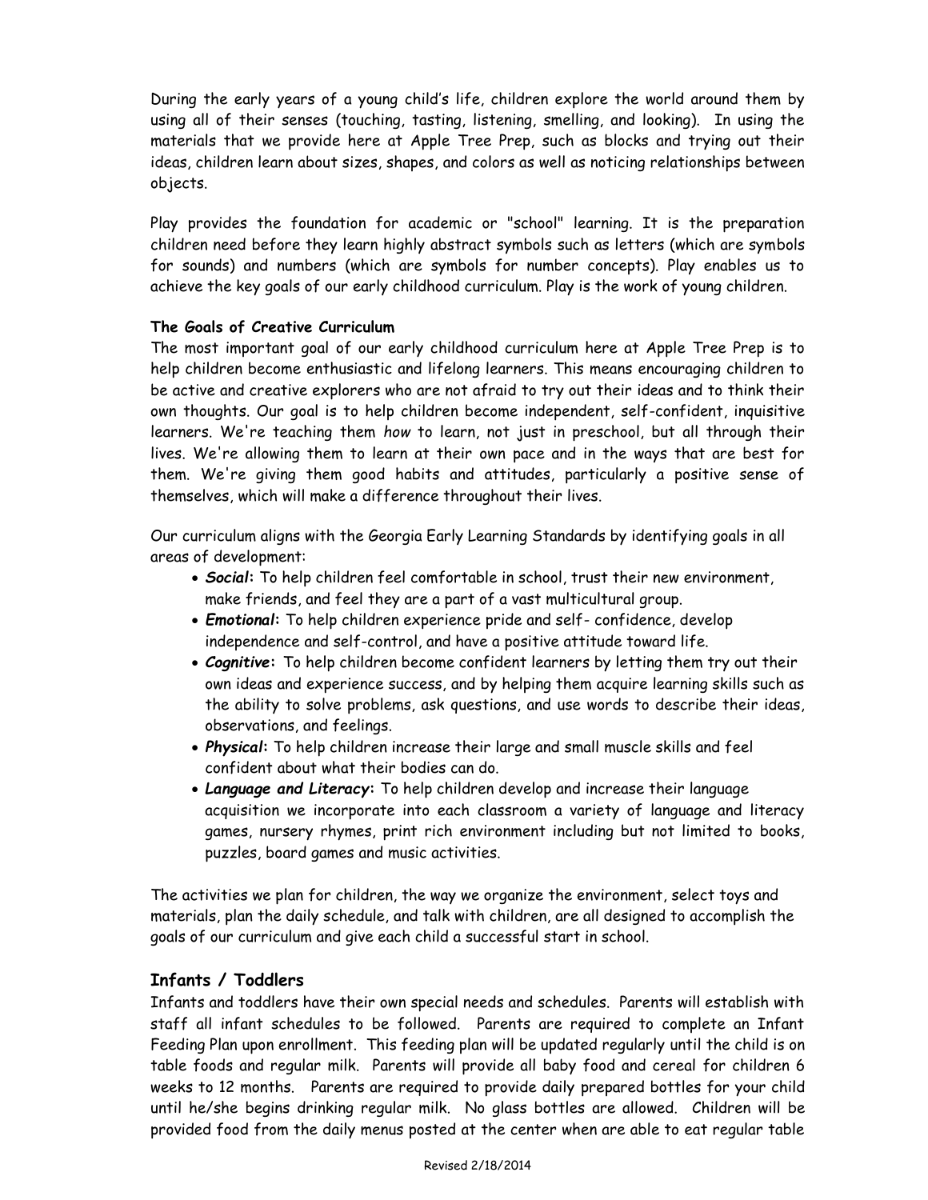During the early years of a young child's life, children explore the world around them by using all of their senses (touching, tasting, listening, smelling, and looking). In using the materials that we provide here at Apple Tree Prep, such as blocks and trying out their ideas, children learn about sizes, shapes, and colors as well as noticing relationships between objects.

Play provides the foundation for academic or "school" learning. It is the preparation children need before they learn highly abstract symbols such as letters (which are symbols for sounds) and numbers (which are symbols for number concepts). Play enables us to achieve the key goals of our early childhood curriculum. Play is the work of young children.

**The Goals of Creative Curriculum**

The most important goal of our early childhood curriculum here at Apple Tree Prep is to help children become enthusiastic and lifelong learners. This means encouraging children to be active and creative explorers who are not afraid to try out their ideas and to think their own thoughts. Our goal is to help children become independent, self-confident, inquisitive learners. We're teaching them *how* to learn, not just in preschool, but all through their lives. We're allowing them to learn at their own pace and in the ways that are best for them. We're giving them good habits and attitudes, particularly a positive sense of themselves, which will make a difference throughout their lives.

Our curriculum aligns with the Georgia Early Learning Standards by identifying goals in all areas of development:

- ***Social*:** To help children feel comfortable in school, trust their new environment, make friends, and feel they are a part of a vast multicultural group.
- ***Emotional*:** To help children experience pride and self- confidence, develop independence and self-control, and have a positive attitude toward life.
- ***Cognitive*:** To help children become confident learners by letting them try out their own ideas and experience success, and by helping them acquire learning skills such as the ability to solve problems, ask questions, and use words to describe their ideas, observations, and feelings.
- ***Physical*:** To help children increase their large and small muscle skills and feel confident about what their bodies can do.
- ***Language and Literacy*:** To help children develop and increase their language acquisition we incorporate into each classroom a variety of language and literacy games, nursery rhymes, print rich environment including but not limited to books, puzzles, board games and music activities.

The activities we plan for children, the way we organize the environment, select toys and materials, plan the daily schedule, and talk with children, are all designed to accomplish the goals of our curriculum and give each child a successful start in school.

## Infants / Toddlers

Infants and toddlers have their own special needs and schedules. Parents will establish with staff all infant schedules to be followed. Parents are required to complete an Infant Feeding Plan upon enrollment. This feeding plan will be updated regularly until the child is on table foods and regular milk. Parents will provide all baby food and cereal for children 6 weeks to 12 months. Parents are required to provide daily prepared bottles for your child until he/she begins drinking regular milk. No glass bottles are allowed. Children will be provided food from the daily menus posted at the center when are able to eat regular table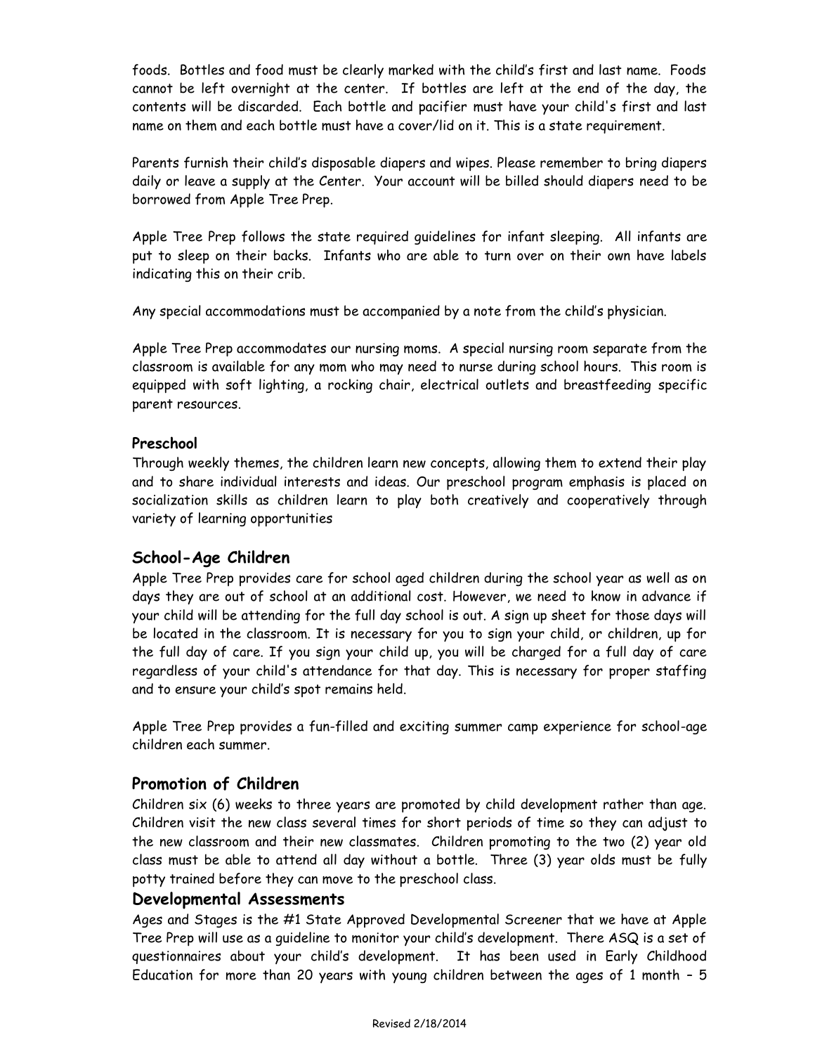foods. Bottles and food must be clearly marked with the child's first and last name. Foods cannot be left overnight at the center. If bottles are left at the end of the day, the contents will be discarded. Each bottle and pacifier must have your child's first and last name on them and each bottle must have a cover/lid on it. This is a state requirement.

Parents furnish their child's disposable diapers and wipes. Please remember to bring diapers daily or leave a supply at the Center. Your account will be billed should diapers need to be borrowed from Apple Tree Prep.

Apple Tree Prep follows the state required guidelines for infant sleeping. All infants are put to sleep on their backs. Infants who are able to turn over on their own have labels indicating this on their crib.

Any special accommodations must be accompanied by a note from the child's physician.

Apple Tree Prep accommodates our nursing moms. A special nursing room separate from the classroom is available for any mom who may need to nurse during school hours. This room is equipped with soft lighting, a rocking chair, electrical outlets and breastfeeding specific parent resources.

### Preschool

Through weekly themes, the children learn new concepts, allowing them to extend their play and to share individual interests and ideas. Our preschool program emphasis is placed on socialization skills as children learn to play both creatively and cooperatively through variety of learning opportunities

## School-Age Children

Apple Tree Prep provides care for school aged children during the school year as well as on days they are out of school at an additional cost. However, we need to know in advance if your child will be attending for the full day school is out. A sign up sheet for those days will be located in the classroom. It is necessary for you to sign your child, or children, up for the full day of care. If you sign your child up, you will be charged for a full day of care regardless of your child's attendance for that day. This is necessary for proper staffing and to ensure your child's spot remains held.

Apple Tree Prep provides a fun-filled and exciting summer camp experience for school-age children each summer.

## Promotion of Children

Children six (6) weeks to three years are promoted by child development rather than age. Children visit the new class several times for short periods of time so they can adjust to the new classroom and their new classmates. Children promoting to the two (2) year old class must be able to attend all day without a bottle. Three (3) year olds must be fully potty trained before they can move to the preschool class.

## Developmental Assessments

Ages and Stages is the #1 State Approved Developmental Screener that we have at Apple Tree Prep will use as a guideline to monitor your child's development. There ASQ is a set of questionnaires about your child's development. It has been used in Early Childhood Education for more than 20 years with young children between the ages of 1 month – 5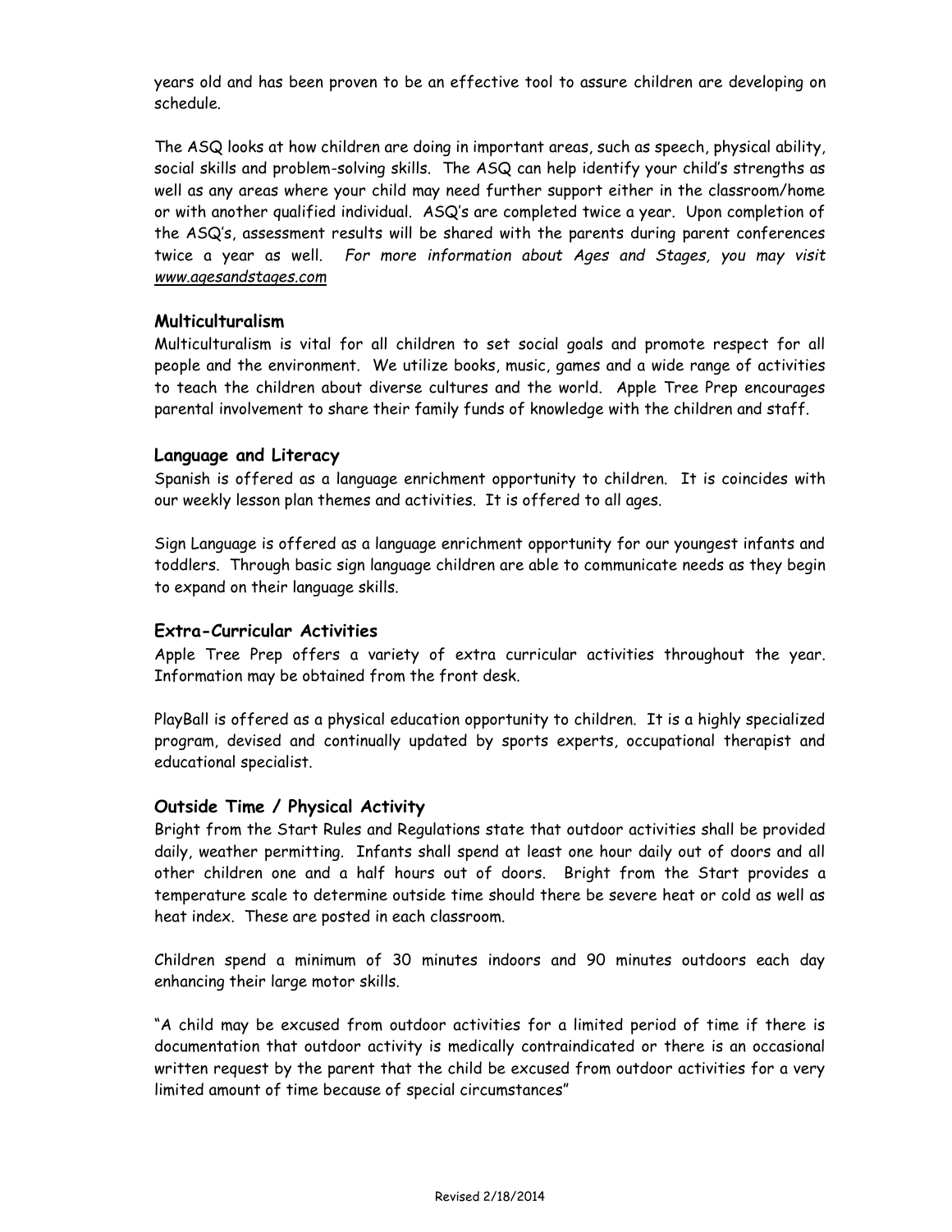years old and has been proven to be an effective tool to assure children are developing on schedule.

The ASQ looks at how children are doing in important areas, such as speech, physical ability, social skills and problem-solving skills. The ASQ can help identify your child's strengths as well as any areas where your child may need further support either in the classroom/home or with another qualified individual. ASQ's are completed twice a year. Upon completion of the ASQ's, assessment results will be shared with the parents during parent conferences twice a year as well. *For more information about Ages and Stages, you may visit [www.agesandstages.com](www.agesandstages.com)*

### Multiculturalism

Multiculturalism is vital for all children to set social goals and promote respect for all people and the environment. We utilize books, music, games and a wide range of activities to teach the children about diverse cultures and the world. Apple Tree Prep encourages parental involvement to share their family funds of knowledge with the children and staff.

### Language and Literacy

Spanish is offered as a language enrichment opportunity to children. It is coincides with our weekly lesson plan themes and activities. It is offered to all ages.

Sign Language is offered as a language enrichment opportunity for our youngest infants and toddlers. Through basic sign language children are able to communicate needs as they begin to expand on their language skills.

### Extra-Curricular Activities

Apple Tree Prep offers a variety of extra curricular activities throughout the year. Information may be obtained from the front desk.

PlayBall is offered as a physical education opportunity to children. It is a highly specialized program, devised and continually updated by sports experts, occupational therapist and educational specialist.

### Outside Time / Physical Activity

Bright from the Start Rules and Regulations state that outdoor activities shall be provided daily, weather permitting. Infants shall spend at least one hour daily out of doors and all other children one and a half hours out of doors. Bright from the Start provides a temperature scale to determine outside time should there be severe heat or cold as well as heat index. These are posted in each classroom.

Children spend a minimum of 30 minutes indoors and 90 minutes outdoors each day enhancing their large motor skills.

"A child may be excused from outdoor activities for a limited period of time if there is documentation that outdoor activity is medically contraindicated or there is an occasional written request by the parent that the child be excused from outdoor activities for a very limited amount of time because of special circumstances"

Revised 2/18/2014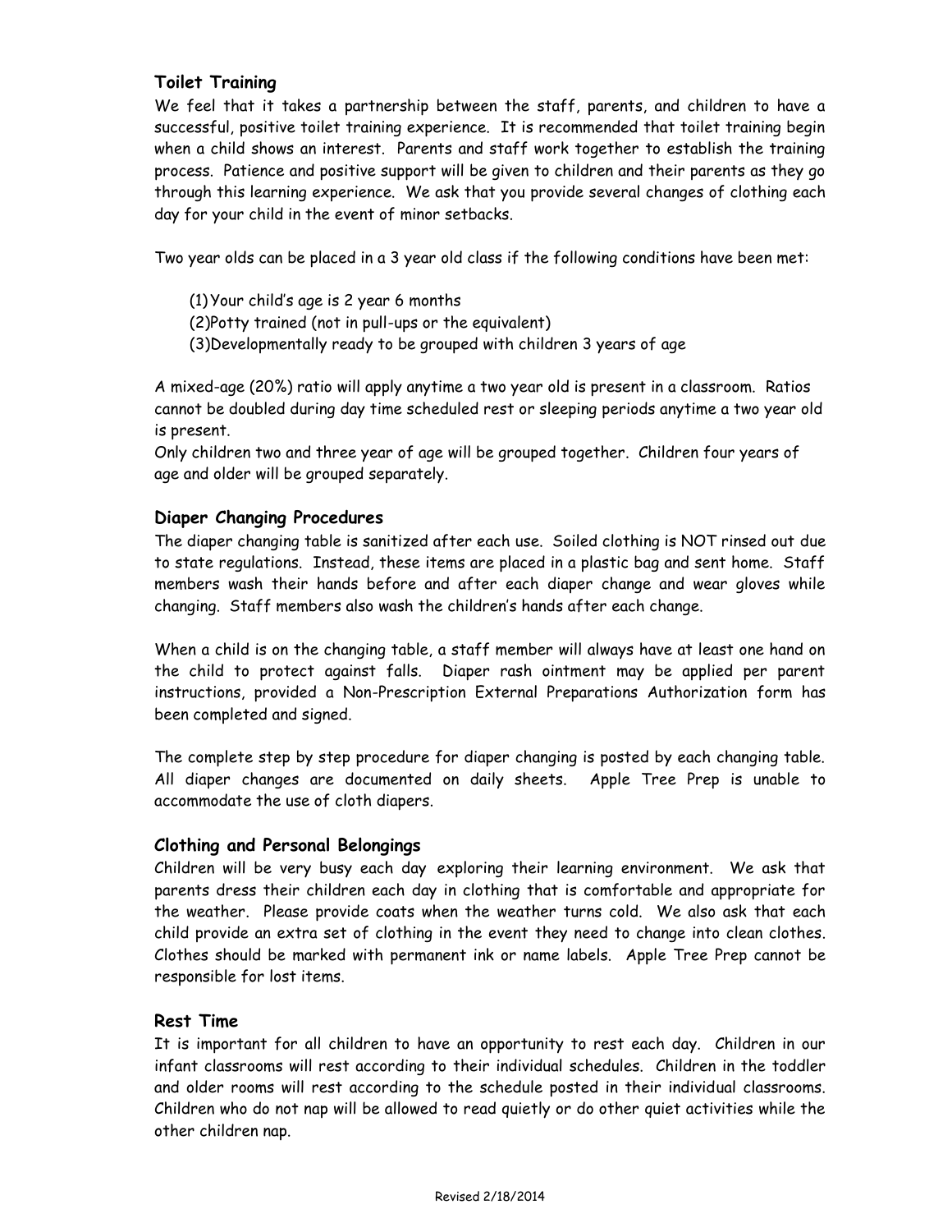### Toilet Training

We feel that it takes a partnership between the staff, parents, and children to have a successful, positive toilet training experience. It is recommended that toilet training begin when a child shows an interest. Parents and staff work together to establish the training process. Patience and positive support will be given to children and their parents as they go through this learning experience. We ask that you provide several changes of clothing each day for your child in the event of minor setbacks.

Two year olds can be placed in a 3 year old class if the following conditions have been met:

(1) Your child's age is 2 year 6 months
(2) Potty trained (not in pull-ups or the equivalent)
(3) Developmentally ready to be grouped with children 3 years of age

A mixed-age (20%) ratio will apply anytime a two year old is present in a classroom. Ratios cannot be doubled during day time scheduled rest or sleeping periods anytime a two year old is present.
Only children two and three year of age will be grouped together. Children four years of age and older will be grouped separately.

### Diaper Changing Procedures

The diaper changing table is sanitized after each use. Soiled clothing is NOT rinsed out due to state regulations. Instead, these items are placed in a plastic bag and sent home. Staff members wash their hands before and after each diaper change and wear gloves while changing. Staff members also wash the children's hands after each change.

When a child is on the changing table, a staff member will always have at least one hand on the child to protect against falls. Diaper rash ointment may be applied per parent instructions, provided a Non-Prescription External Preparations Authorization form has been completed and signed.

The complete step by step procedure for diaper changing is posted by each changing table. All diaper changes are documented on daily sheets. Apple Tree Prep is unable to accommodate the use of cloth diapers.

### Clothing and Personal Belongings

Children will be very busy each day exploring their learning environment. We ask that parents dress their children each day in clothing that is comfortable and appropriate for the weather. Please provide coats when the weather turns cold. We also ask that each child provide an extra set of clothing in the event they need to change into clean clothes. Clothes should be marked with permanent ink or name labels. Apple Tree Prep cannot be responsible for lost items.

### Rest Time

It is important for all children to have an opportunity to rest each day. Children in our infant classrooms will rest according to their individual schedules. Children in the toddler and older rooms will rest according to the schedule posted in their individual classrooms. Children who do not nap will be allowed to read quietly or do other quiet activities while the other children nap.

Revised 2/18/2014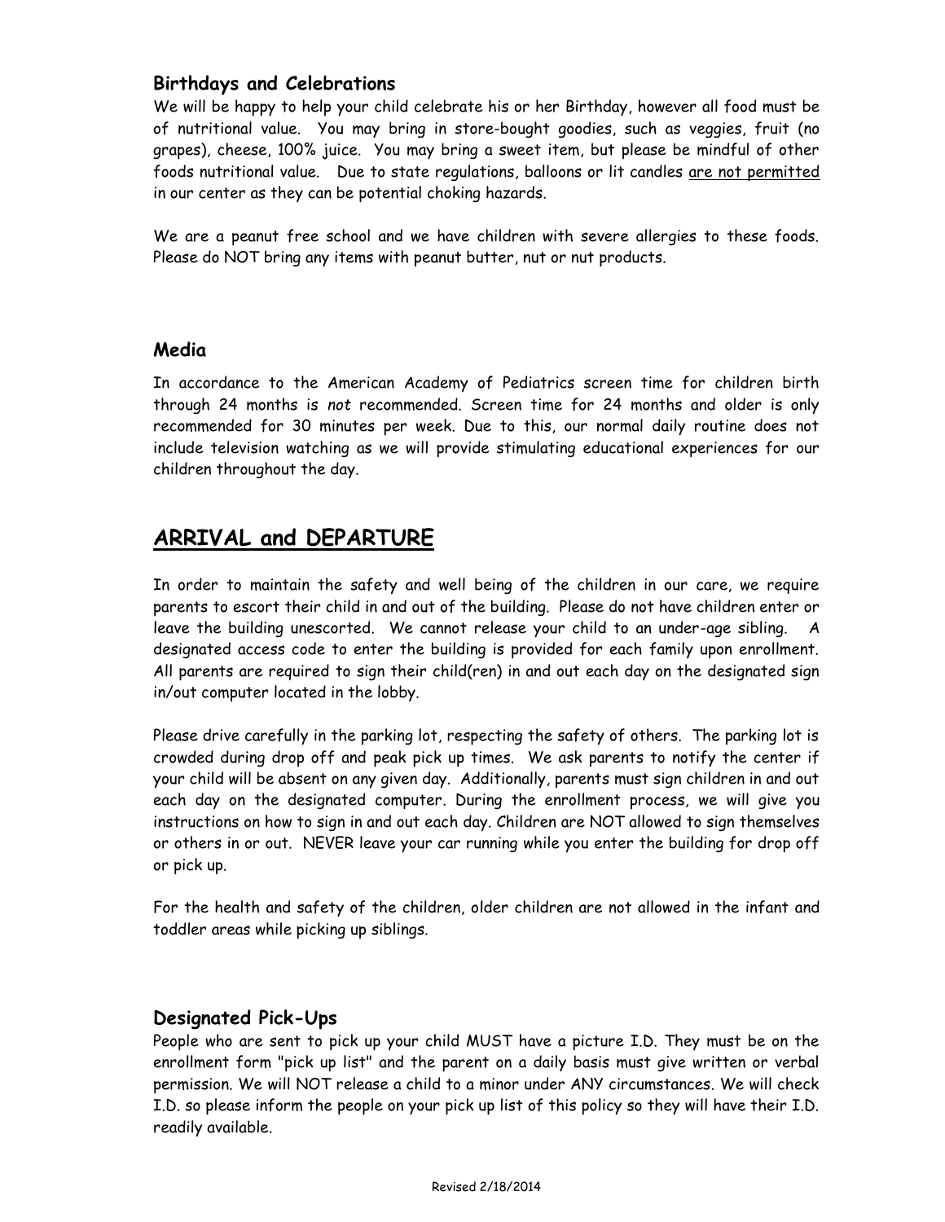### Birthdays and Celebrations

We will be happy to help your child celebrate his or her Birthday, however all food must be of nutritional value. You may bring in store-bought goodies, such as veggies, fruit (no grapes), cheese, 100% juice. You may bring a sweet item, but please be mindful of other foods nutritional value. Due to state regulations, balloons or lit candles <u>are not permitted</u> in our center as they can be potential choking hazards.

We are a peanut free school and we have children with severe allergies to these foods. Please do NOT bring any items with peanut butter, nut or nut products.

### Media

In accordance to the American Academy of Pediatrics screen time for children birth through 24 months is *not* recommended. Screen time for 24 months and older is only recommended for 30 minutes per week. Due to this, our normal daily routine does not include television watching as we will provide stimulating educational experiences for our children throughout the day.

## <u>ARRIVAL and DEPARTURE</u>

In order to maintain the safety and well being of the children in our care, we require parents to escort their child in and out of the building. Please do not have children enter or leave the building unescorted. We cannot release your child to an under-age sibling. A designated access code to enter the building is provided for each family upon enrollment. All parents are required to sign their child(ren) in and out each day on the designated sign in/out computer located in the lobby.

Please drive carefully in the parking lot, respecting the safety of others. The parking lot is crowded during drop off and peak pick up times. We ask parents to notify the center if your child will be absent on any given day. Additionally, parents must sign children in and out each day on the designated computer. During the enrollment process, we will give you instructions on how to sign in and out each day. Children are NOT allowed to sign themselves or others in or out. NEVER leave your car running while you enter the building for drop off or pick up.

For the health and safety of the children, older children are not allowed in the infant and toddler areas while picking up siblings.

### Designated Pick-Ups

People who are sent to pick up your child MUST have a picture I.D. They must be on the enrollment form "pick up list" and the parent on a daily basis must give written or verbal permission. We will NOT release a child to a minor under ANY circumstances. We will check I.D. so please inform the people on your pick up list of this policy so they will have their I.D. readily available.

Revised 2/18/2014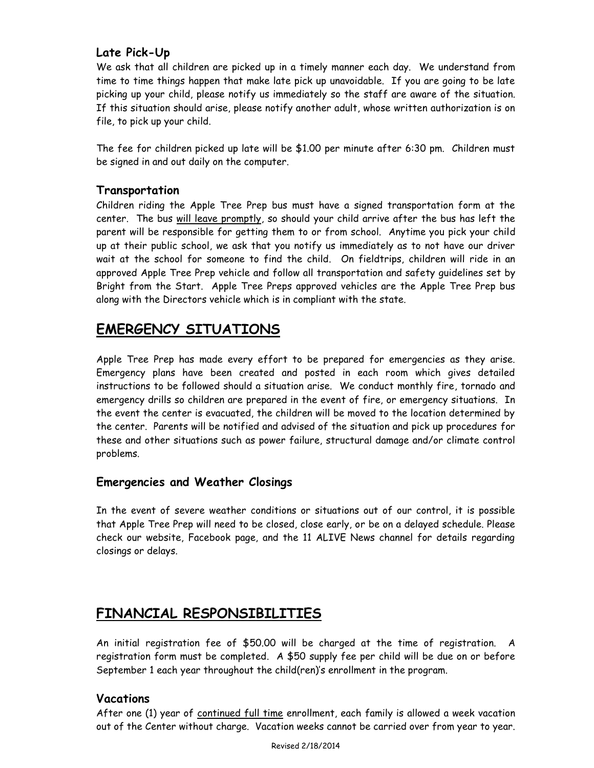### Late Pick-Up

We ask that all children are picked up in a timely manner each day. We understand from time to time things happen that make late pick up unavoidable. If you are going to be late picking up your child, please notify us immediately so the staff are aware of the situation. If this situation should arise, please notify another adult, whose written authorization is on file, to pick up your child.

The fee for children picked up late will be $1.00 per minute after 6:30 pm. Children must be signed in and out daily on the computer.

### Transportation

Children riding the Apple Tree Prep bus must have a signed transportation form at the center. The bus will leave promptly, so should your child arrive after the bus has left the parent will be responsible for getting them to or from school. Anytime you pick your child up at their public school, we ask that you notify us immediately as to not have our driver wait at the school for someone to find the child. On fieldtrips, children will ride in an approved Apple Tree Prep vehicle and follow all transportation and safety guidelines set by Bright from the Start. Apple Tree Preps approved vehicles are the Apple Tree Prep bus along with the Directors vehicle which is in compliant with the state.

## EMERGENCY SITUATIONS

Apple Tree Prep has made every effort to be prepared for emergencies as they arise. Emergency plans have been created and posted in each room which gives detailed instructions to be followed should a situation arise. We conduct monthly fire, tornado and emergency drills so children are prepared in the event of fire, or emergency situations. In the event the center is evacuated, the children will be moved to the location determined by the center. Parents will be notified and advised of the situation and pick up procedures for these and other situations such as power failure, structural damage and/or climate control problems.

### Emergencies and Weather Closings

In the event of severe weather conditions or situations out of our control, it is possible that Apple Tree Prep will need to be closed, close early, or be on a delayed schedule. Please check our website, Facebook page, and the 11 ALIVE News channel for details regarding closings or delays.

## FINANCIAL RESPONSIBILITIES

An initial registration fee of $50.00 will be charged at the time of registration. A registration form must be completed. A $50 supply fee per child will be due on or before September 1 each year throughout the child(ren)'s enrollment in the program.

### Vacations

After one (1) year of continued full time enrollment, each family is allowed a week vacation out of the Center without charge. Vacation weeks cannot be carried over from year to year.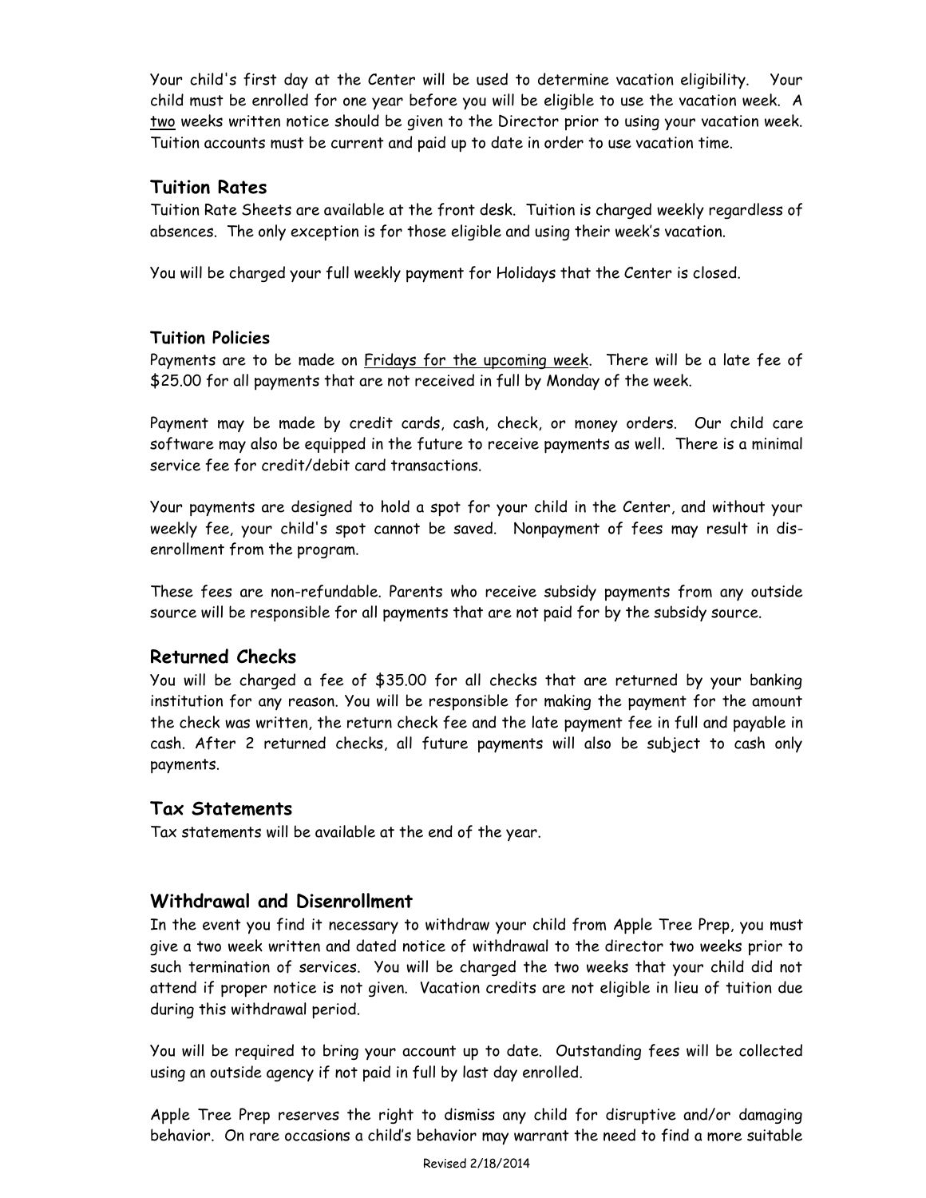Your child's first day at the Center will be used to determine vacation eligibility. Your child must be enrolled for one year before you will be eligible to use the vacation week. A two weeks written notice should be given to the Director prior to using your vacation week. Tuition accounts must be current and paid up to date in order to use vacation time.

## Tuition Rates

Tuition Rate Sheets are available at the front desk. Tuition is charged weekly regardless of absences. The only exception is for those eligible and using their week's vacation.

You will be charged your full weekly payment for Holidays that the Center is closed.

### Tuition Policies

Payments are to be made on Fridays for the upcoming week. There will be a late fee of $25.00 for all payments that are not received in full by Monday of the week.

Payment may be made by credit cards, cash, check, or money orders. Our child care software may also be equipped in the future to receive payments as well. There is a minimal service fee for credit/debit card transactions.

Your payments are designed to hold a spot for your child in the Center, and without your weekly fee, your child's spot cannot be saved. Nonpayment of fees may result in dis-enrollment from the program.

These fees are non-refundable. Parents who receive subsidy payments from any outside source will be responsible for all payments that are not paid for by the subsidy source.

## Returned Checks

You will be charged a fee of $35.00 for all checks that are returned by your banking institution for any reason. You will be responsible for making the payment for the amount the check was written, the return check fee and the late payment fee in full and payable in cash. After 2 returned checks, all future payments will also be subject to cash only payments.

## Tax Statements

Tax statements will be available at the end of the year.

## Withdrawal and Disenrollment

In the event you find it necessary to withdraw your child from Apple Tree Prep, you must give a two week written and dated notice of withdrawal to the director two weeks prior to such termination of services. You will be charged the two weeks that your child did not attend if proper notice is not given. Vacation credits are not eligible in lieu of tuition due during this withdrawal period.

You will be required to bring your account up to date. Outstanding fees will be collected using an outside agency if not paid in full by last day enrolled.

Apple Tree Prep reserves the right to dismiss any child for disruptive and/or damaging behavior. On rare occasions a child's behavior may warrant the need to find a more suitable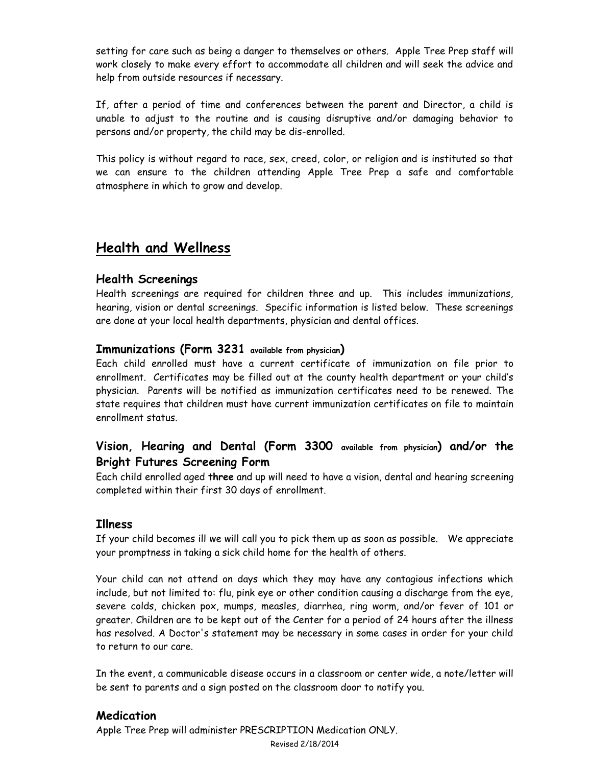setting for care such as being a danger to themselves or others. Apple Tree Prep staff will work closely to make every effort to accommodate all children and will seek the advice and help from outside resources if necessary.

If, after a period of time and conferences between the parent and Director, a child is unable to adjust to the routine and is causing disruptive and/or damaging behavior to persons and/or property, the child may be dis-enrolled.

This policy is without regard to race, sex, creed, color, or religion and is instituted so that we can ensure to the children attending Apple Tree Prep a safe and comfortable atmosphere in which to grow and develop.

## Health and Wellness

### Health Screenings

Health screenings are required for children three and up. This includes immunizations, hearing, vision or dental screenings. Specific information is listed below. These screenings are done at your local health departments, physician and dental offices.

### Immunizations (Form 3231 available from physician)

Each child enrolled must have a current certificate of immunization on file prior to enrollment. Certificates may be filled out at the county health department or your child's physician. Parents will be notified as immunization certificates need to be renewed. The state requires that children must have current immunization certificates on file to maintain enrollment status.

### Vision, Hearing and Dental (Form 3300 available from physician) and/or the Bright Futures Screening Form

Each child enrolled aged **three** and up will need to have a vision, dental and hearing screening completed within their first 30 days of enrollment.

### Illness

If your child becomes ill we will call you to pick them up as soon as possible. We appreciate your promptness in taking a sick child home for the health of others.

Your child can not attend on days which they may have any contagious infections which include, but not limited to: flu, pink eye or other condition causing a discharge from the eye, severe colds, chicken pox, mumps, measles, diarrhea, ring worm, and/or fever of 101 or greater. Children are to be kept out of the Center for a period of 24 hours after the illness has resolved. A Doctor's statement may be necessary in some cases in order for your child to return to our care.

In the event, a communicable disease occurs in a classroom or center wide, a note/letter will be sent to parents and a sign posted on the classroom door to notify you.

### Medication

Apple Tree Prep will administer PRESCRIPTION Medication ONLY.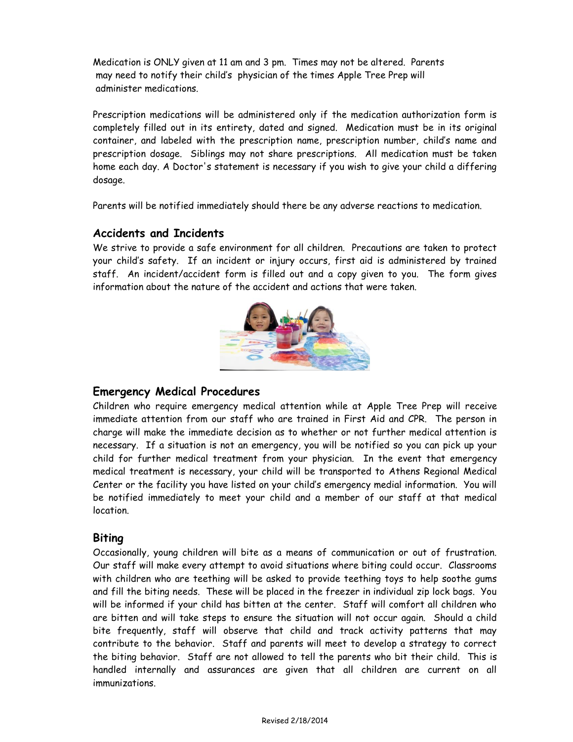Medication is ONLY given at 11 am and 3 pm. Times may not be altered. Parents may need to notify their child's physician of the times Apple Tree Prep will administer medications.

Prescription medications will be administered only if the medication authorization form is completely filled out in its entirety, dated and signed. Medication must be in its original container, and labeled with the prescription name, prescription number, child's name and prescription dosage. Siblings may not share prescriptions. All medication must be taken home each day. A Doctor's statement is necessary if you wish to give your child a differing dosage.

Parents will be notified immediately should there be any adverse reactions to medication.

## Accidents and Incidents

We strive to provide a safe environment for all children. Precautions are taken to protect your child's safety. If an incident or injury occurs, first aid is administered by trained staff. An incident/accident form is filled out and a copy given to you. The form gives information about the nature of the accident and actions that were taken.

## Emergency Medical Procedures

Children who require emergency medical attention while at Apple Tree Prep will receive immediate attention from our staff who are trained in First Aid and CPR. The person in charge will make the immediate decision as to whether or not further medical attention is necessary. If a situation is not an emergency, you will be notified so you can pick up your child for further medical treatment from your physician. In the event that emergency medical treatment is necessary, your child will be transported to Athens Regional Medical Center or the facility you have listed on your child's emergency medial information. You will be notified immediately to meet your child and a member of our staff at that medical location.

## Biting

Occasionally, young children will bite as a means of communication or out of frustration. Our staff will make every attempt to avoid situations where biting could occur. Classrooms with children who are teething will be asked to provide teething toys to help soothe gums and fill the biting needs. These will be placed in the freezer in individual zip lock bags. You will be informed if your child has bitten at the center. Staff will comfort all children who are bitten and will take steps to ensure the situation will not occur again. Should a child bite frequently, staff will observe that child and track activity patterns that may contribute to the behavior. Staff and parents will meet to develop a strategy to correct the biting behavior. Staff are not allowed to tell the parents who bit their child. This is handled internally and assurances are given that all children are current on all immunizations.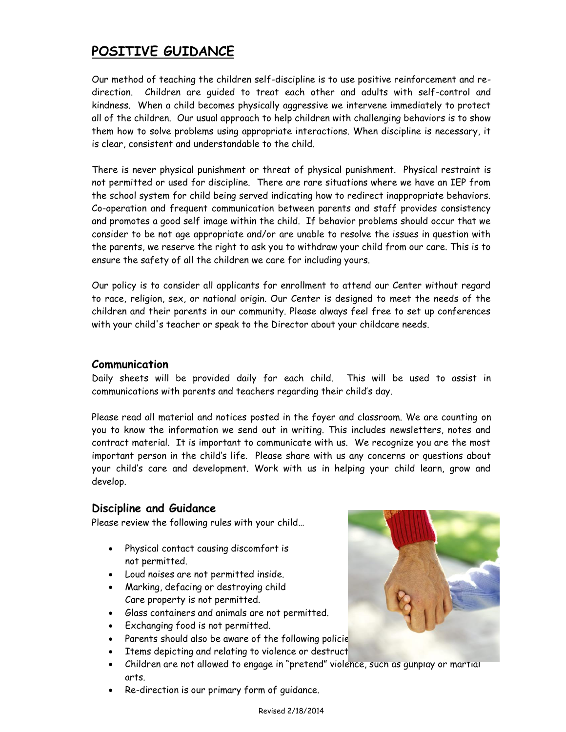## POSITIVE GUIDANCE

Our method of teaching the children self-discipline is to use positive reinforcement and re-direction. Children are guided to treat each other and adults with self-control and kindness. When a child becomes physically aggressive we intervene immediately to protect all of the children. Our usual approach to help children with challenging behaviors is to show them how to solve problems using appropriate interactions. When discipline is necessary, it is clear, consistent and understandable to the child.

There is never physical punishment or threat of physical punishment. Physical restraint is not permitted or used for discipline. There are rare situations where we have an IEP from the school system for child being served indicating how to redirect inappropriate behaviors. Co-operation and frequent communication between parents and staff provides consistency and promotes a good self image within the child. If behavior problems should occur that we consider to be not age appropriate and/or are unable to resolve the issues in question with the parents, we reserve the right to ask you to withdraw your child from our care. This is to ensure the safety of all the children we care for including yours.

Our policy is to consider all applicants for enrollment to attend our Center without regard to race, religion, sex, or national origin. Our Center is designed to meet the needs of the children and their parents in our community. Please always feel free to set up conferences with your child's teacher or speak to the Director about your childcare needs.

### Communication

Daily sheets will be provided daily for each child. This will be used to assist in communications with parents and teachers regarding their child's day.

Please read all material and notices posted in the foyer and classroom. We are counting on you to know the information we send out in writing. This includes newsletters, notes and contract material. It is important to communicate with us. We recognize you are the most important person in the child's life. Please share with us any concerns or questions about your child's care and development. Work with us in helping your child learn, grow and develop.

### Discipline and Guidance

Please review the following rules with your child…

- Physical contact causing discomfort is not permitted.
- Loud noises are not permitted inside.
- Marking, defacing or destroying child Care property is not permitted.
- Glass containers and animals are not permitted.
- Exchanging food is not permitted.
- Parents should also be aware of the following policie
- Items depicting and relating to violence or destruct
- Children are not allowed to engage in "pretend" violence, such as gunplay or martial arts.
- Re-direction is our primary form of guidance.

Revised 2/18/2014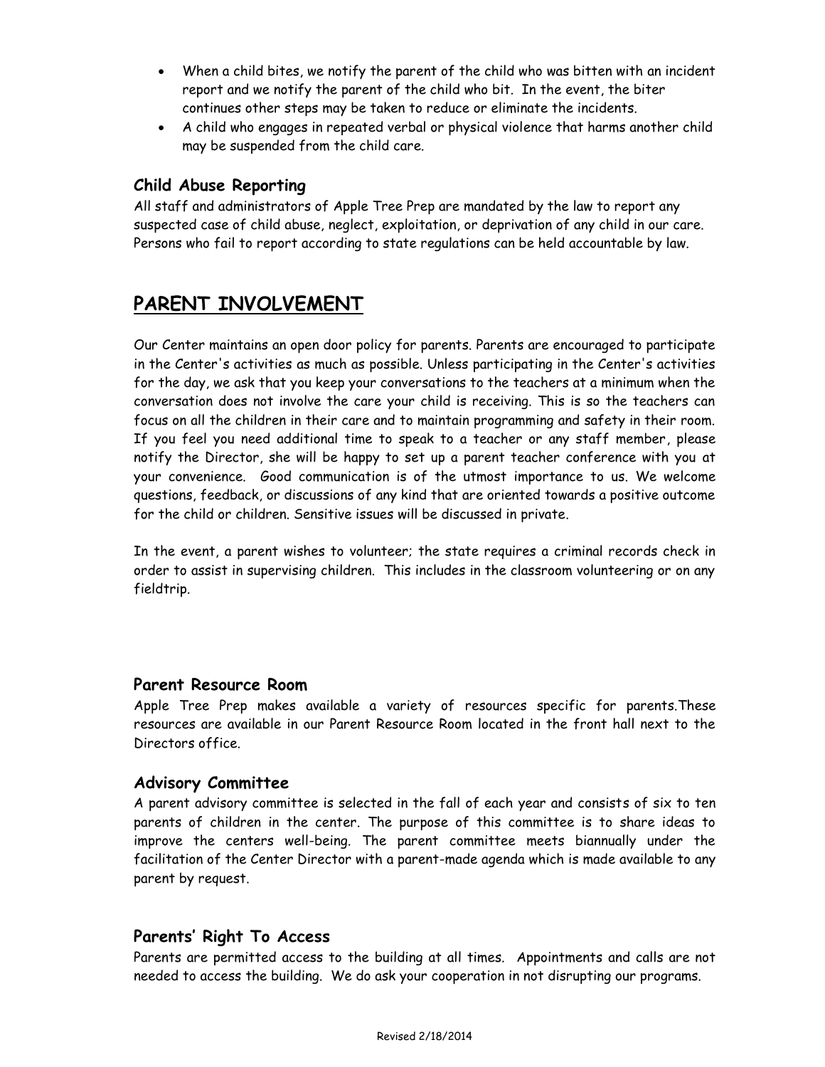- When a child bites, we notify the parent of the child who was bitten with an incident report and we notify the parent of the child who bit. In the event, the biter continues other steps may be taken to reduce or eliminate the incidents.
- A child who engages in repeated verbal or physical violence that harms another child may be suspended from the child care.

### Child Abuse Reporting

All staff and administrators of Apple Tree Prep are mandated by the law to report any suspected case of child abuse, neglect, exploitation, or deprivation of any child in our care. Persons who fail to report according to state regulations can be held accountable by law.

## PARENT INVOLVEMENT

Our Center maintains an open door policy for parents. Parents are encouraged to participate in the Center's activities as much as possible. Unless participating in the Center's activities for the day, we ask that you keep your conversations to the teachers at a minimum when the conversation does not involve the care your child is receiving. This is so the teachers can focus on all the children in their care and to maintain programming and safety in their room. If you feel you need additional time to speak to a teacher or any staff member, please notify the Director, she will be happy to set up a parent teacher conference with you at your convenience. Good communication is of the utmost importance to us. We welcome questions, feedback, or discussions of any kind that are oriented towards a positive outcome for the child or children. Sensitive issues will be discussed in private.

In the event, a parent wishes to volunteer; the state requires a criminal records check in order to assist in supervising children. This includes in the classroom volunteering or on any fieldtrip.

### Parent Resource Room

Apple Tree Prep makes available a variety of resources specific for parents.These resources are available in our Parent Resource Room located in the front hall next to the Directors office.

### Advisory Committee

A parent advisory committee is selected in the fall of each year and consists of six to ten parents of children in the center. The purpose of this committee is to share ideas to improve the centers well-being. The parent committee meets biannually under the facilitation of the Center Director with a parent-made agenda which is made available to any parent by request.

### Parents' Right To Access

Parents are permitted access to the building at all times. Appointments and calls are not needed to access the building. We do ask your cooperation in not disrupting our programs.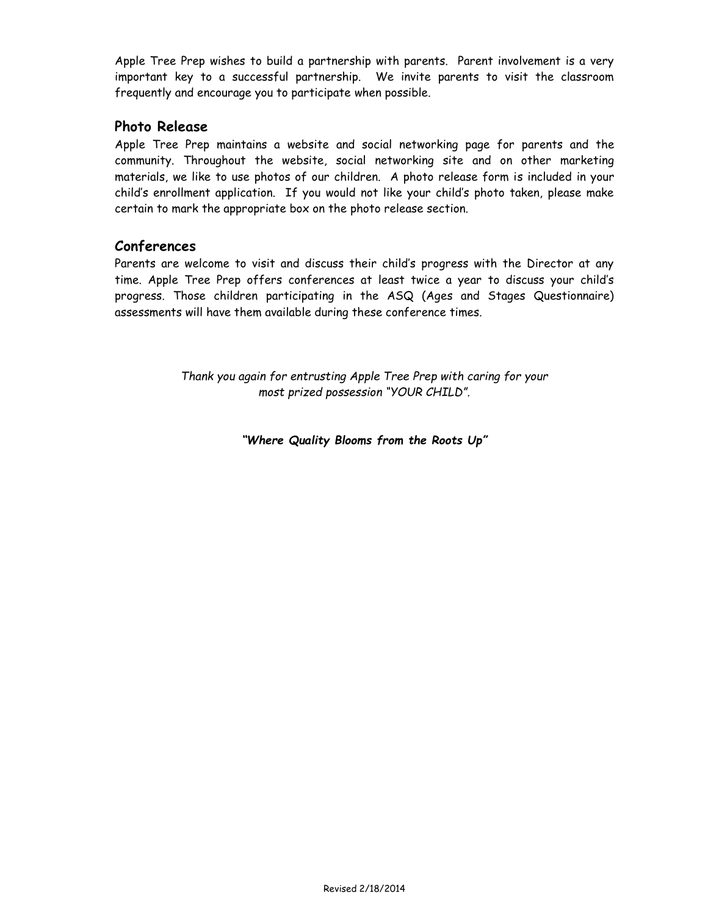Apple Tree Prep wishes to build a partnership with parents. Parent involvement is a very important key to a successful partnership. We invite parents to visit the classroom frequently and encourage you to participate when possible.

## Photo Release

Apple Tree Prep maintains a website and social networking page for parents and the community. Throughout the website, social networking site and on other marketing materials, we like to use photos of our children. A photo release form is included in your child's enrollment application. If you would not like your child's photo taken, please make certain to mark the appropriate box on the photo release section.

## Conferences

Parents are welcome to visit and discuss their child's progress with the Director at any time. Apple Tree Prep offers conferences at least twice a year to discuss your child's progress. Those children participating in the ASQ (Ages and Stages Questionnaire) assessments will have them available during these conference times.

*Thank you again for entrusting Apple Tree Prep with caring for your most prized possession "YOUR CHILD".*

***"Where Quality Blooms from the Roots Up"***

Revised 2/18/2014